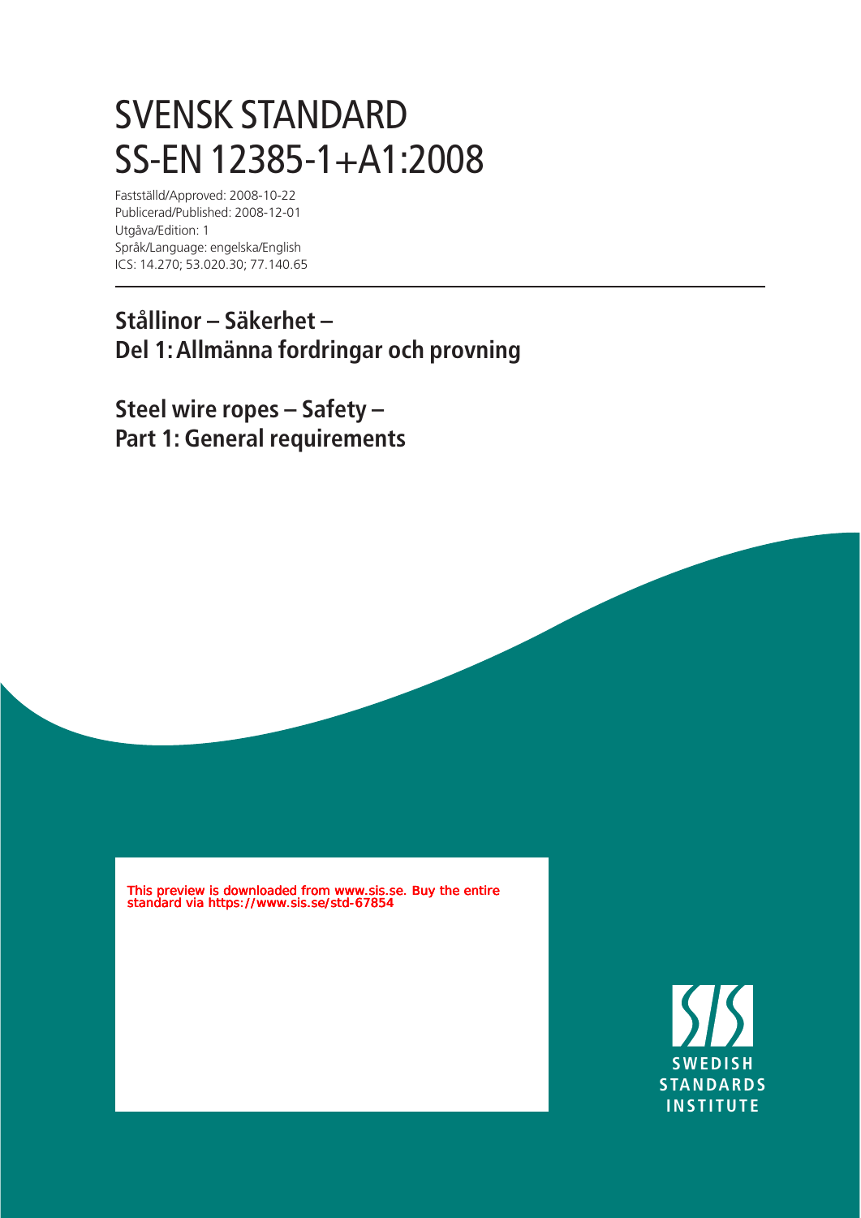# SVENSK STANDARD
# SS-EN 12385-1+A1:2008

Fastställd/Approved: 2008-10-22
Publicerad/Published: 2008-12-01
Utgåva/Edition: 1
Språk/Language: engelska/English
ICS: 14.270; 53.020.30; 77.140.65

## Stållinor – Säkerhet –
## Del 1: Allmänna fordringar och provning

## Steel wire ropes – Safety –
## Part 1: General requirements

This preview is downloaded from www.sis.se. Buy the entire standard via https://www.sis.se/std-67854

SWEDISH STANDARDS INSTITUTE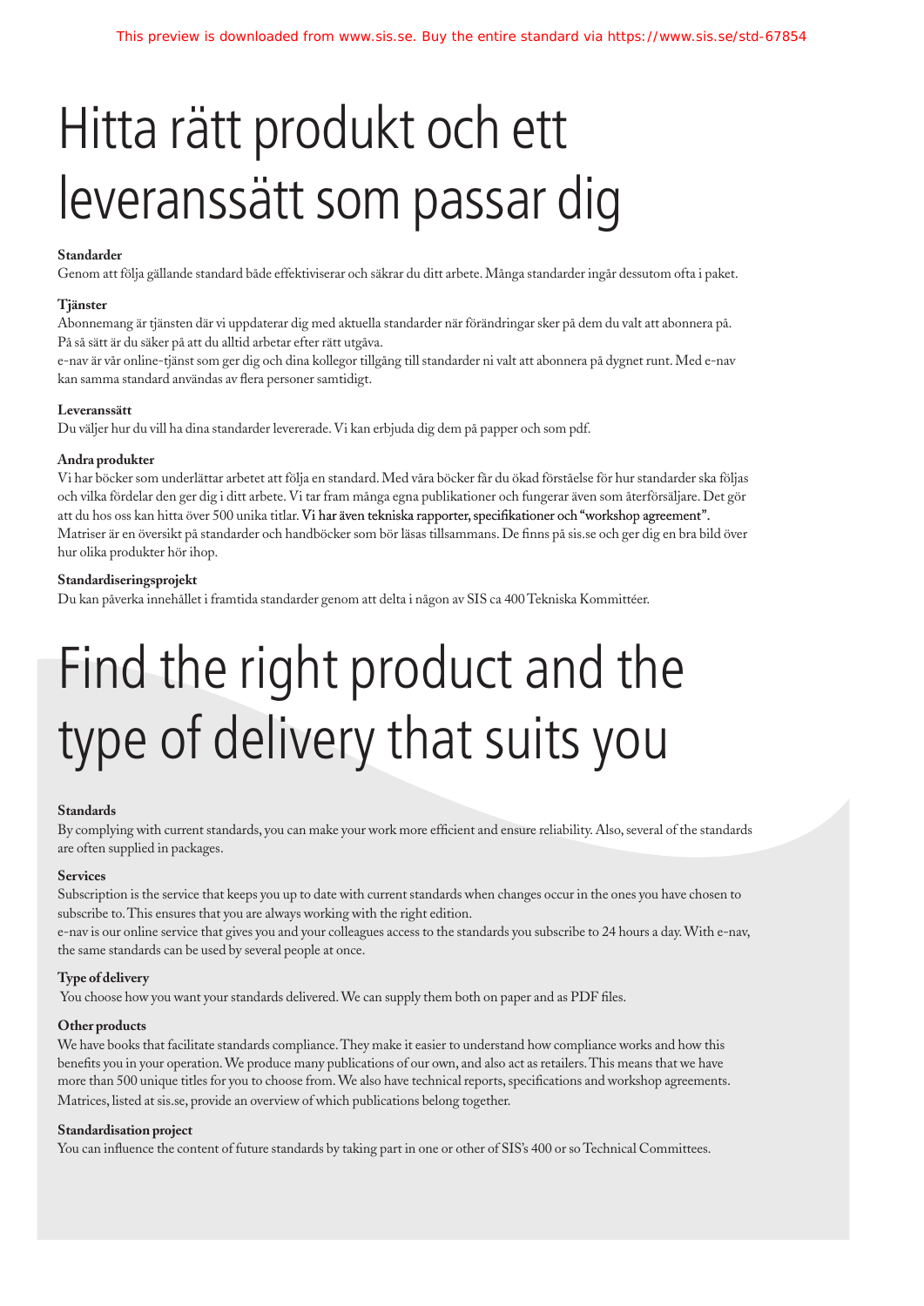# Hitta rätt produkt och ett leveranssätt som passar dig

**Standarder**

Genom att följa gällande standard både effektiviserar och säkrar du ditt arbete. Många standarder ingår dessutom ofta i paket.

**Tjänster**

Abonnemang är tjänsten där vi uppdaterar dig med aktuella standarder när förändringar sker på dem du valt att abonnera på. På så sätt är du säker på att du alltid arbetar efter rätt utgåva.

e-nav är vår online-tjänst som ger dig och dina kollegor tillgång till standarder ni valt att abonnera på dygnet runt. Med e-nav kan samma standard användas av flera personer samtidigt.

**Leveranssätt**

Du väljer hur du vill ha dina standarder levererade. Vi kan erbjuda dig dem på papper och som pdf.

**Andra produkter**

Vi har böcker som underlättar arbetet att följa en standard. Med våra böcker får du ökad förståelse för hur standarder ska följas och vilka fördelar den ger dig i ditt arbete. Vi tar fram många egna publikationer och fungerar även som återförsäljare. Det gör att du hos oss kan hitta över 500 unika titlar. Vi har även tekniska rapporter, specifikationer och "workshop agreement". Matriser är en översikt på standarder och handböcker som bör läsas tillsammans. De finns på sis.se och ger dig en bra bild över hur olika produkter hör ihop.

**Standardiseringsprojekt**

Du kan påverka innehållet i framtida standarder genom att delta i någon av SIS ca 400 Tekniska Kommittéer.

# Find the right product and the type of delivery that suits you

**Standards**

By complying with current standards, you can make your work more efficient and ensure reliability. Also, several of the standards are often supplied in packages.

**Services**

Subscription is the service that keeps you up to date with current standards when changes occur in the ones you have chosen to subscribe to. This ensures that you are always working with the right edition.

e-nav is our online service that gives you and your colleagues access to the standards you subscribe to 24 hours a day. With e-nav, the same standards can be used by several people at once.

**Type of delivery**

You choose how you want your standards delivered. We can supply them both on paper and as PDF files.

**Other products**

We have books that facilitate standards compliance. They make it easier to understand how compliance works and how this benefits you in your operation. We produce many publications of our own, and also act as retailers. This means that we have more than 500 unique titles for you to choose from. We also have technical reports, specifications and workshop agreements. Matrices, listed at sis.se, provide an overview of which publications belong together.

**Standardisation project**

You can influence the content of future standards by taking part in one or other of SIS's 400 or so Technical Committees.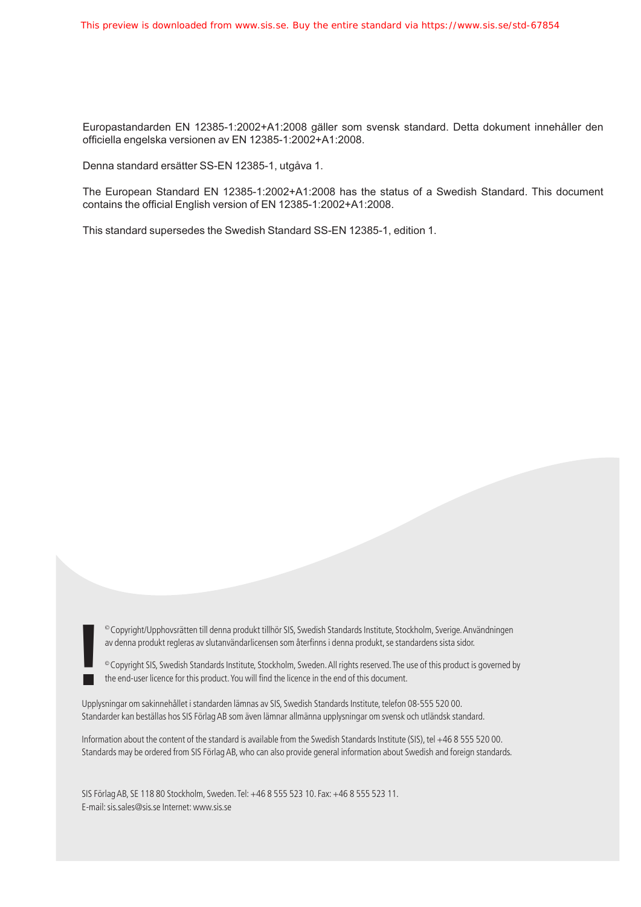Europastandarden EN 12385-1:2002+A1:2008 gäller som svensk standard. Detta dokument innehåller den officiella engelska versionen av EN 12385-1:2002+A1:2008.

Denna standard ersätter SS-EN 12385-1, utgåva 1.

The European Standard EN 12385-1:2002+A1:2008 has the status of a Swedish Standard. This document contains the official English version of EN 12385-1:2002+A1:2008.

This standard supersedes the Swedish Standard SS-EN 12385-1, edition 1.

© Copyright/Upphovsrätten till denna produkt tillhör SIS, Swedish Standards Institute, Stockholm, Sverige. Användningen av denna produkt regleras av slutanvändarlicensen som återfinns i denna produkt, se standardens sista sidor.

© Copyright SIS, Swedish Standards Institute, Stockholm, Sweden. All rights reserved. The use of this product is governed by the end-user licence for this product. You will find the licence in the end of this document.

Upplysningar om sakinnehållet i standarden lämnas av SIS, Swedish Standards Institute, telefon 08-555 520 00.
Standarder kan beställas hos SIS Förlag AB som även lämnar allmänna upplysningar om svensk och utländsk standard.

Information about the content of the standard is available from the Swedish Standards Institute (SIS), tel +46 8 555 520 00.
Standards may be ordered from SIS Förlag AB, who can also provide general information about Swedish and foreign standards.

SIS Förlag AB, SE 118 80 Stockholm, Sweden. Tel: +46 8 555 523 10. Fax: +46 8 555 523 11.
E-mail: sis.sales@sis.se Internet: www.sis.se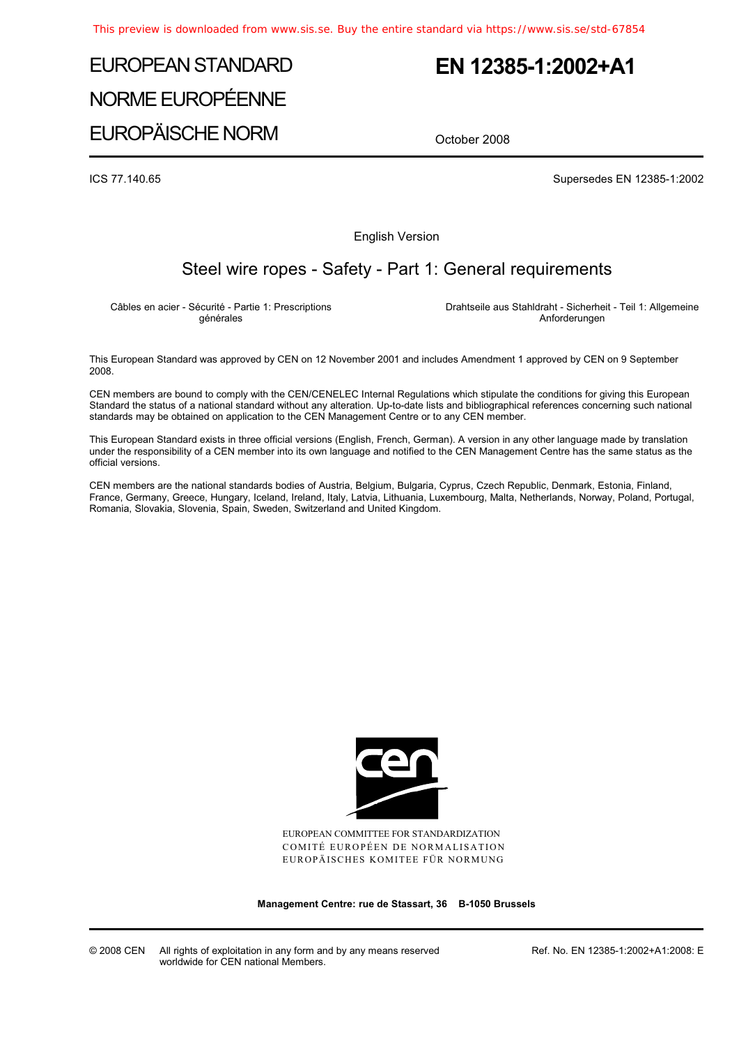# EUROPEAN STANDARD
# NORME EUROPÉENNE
# EUROPÄISCHE NORM

# EN 12385-1:2002+A1

October 2008

ICS 77.140.65

Supersedes EN 12385-1:2002

English Version

## Steel wire ropes - Safety - Part 1: General requirements

Câbles en acier - Sécurité - Partie 1: Prescriptions générales

Drahtseile aus Stahldraht - Sicherheit - Teil 1: Allgemeine Anforderungen

This European Standard was approved by CEN on 12 November 2001 and includes Amendment 1 approved by CEN on 9 September 2008.

CEN members are bound to comply with the CEN/CENELEC Internal Regulations which stipulate the conditions for giving this European Standard the status of a national standard without any alteration. Up-to-date lists and bibliographical references concerning such national standards may be obtained on application to the CEN Management Centre or to any CEN member.

This European Standard exists in three official versions (English, French, German). A version in any other language made by translation under the responsibility of a CEN member into its own language and notified to the CEN Management Centre has the same status as the official versions.

CEN members are the national standards bodies of Austria, Belgium, Bulgaria, Cyprus, Czech Republic, Denmark, Estonia, Finland, France, Germany, Greece, Hungary, Iceland, Ireland, Italy, Latvia, Lithuania, Luxembourg, Malta, Netherlands, Norway, Poland, Portugal, Romania, Slovakia, Slovenia, Spain, Sweden, Switzerland and United Kingdom.

EUROPEAN COMMITTEE FOR STANDARDIZATION
COMITÉ EUROPÉEN DE NORMALISATION
EUROPÄISCHES KOMITEE FÜR NORMUNG

**Management Centre: rue de Stassart, 36 B-1050 Brussels**

© 2008 CEN All rights of exploitation in any form and by any means reserved worldwide for CEN national Members.

Ref. No. EN 12385-1:2002+A1:2008: E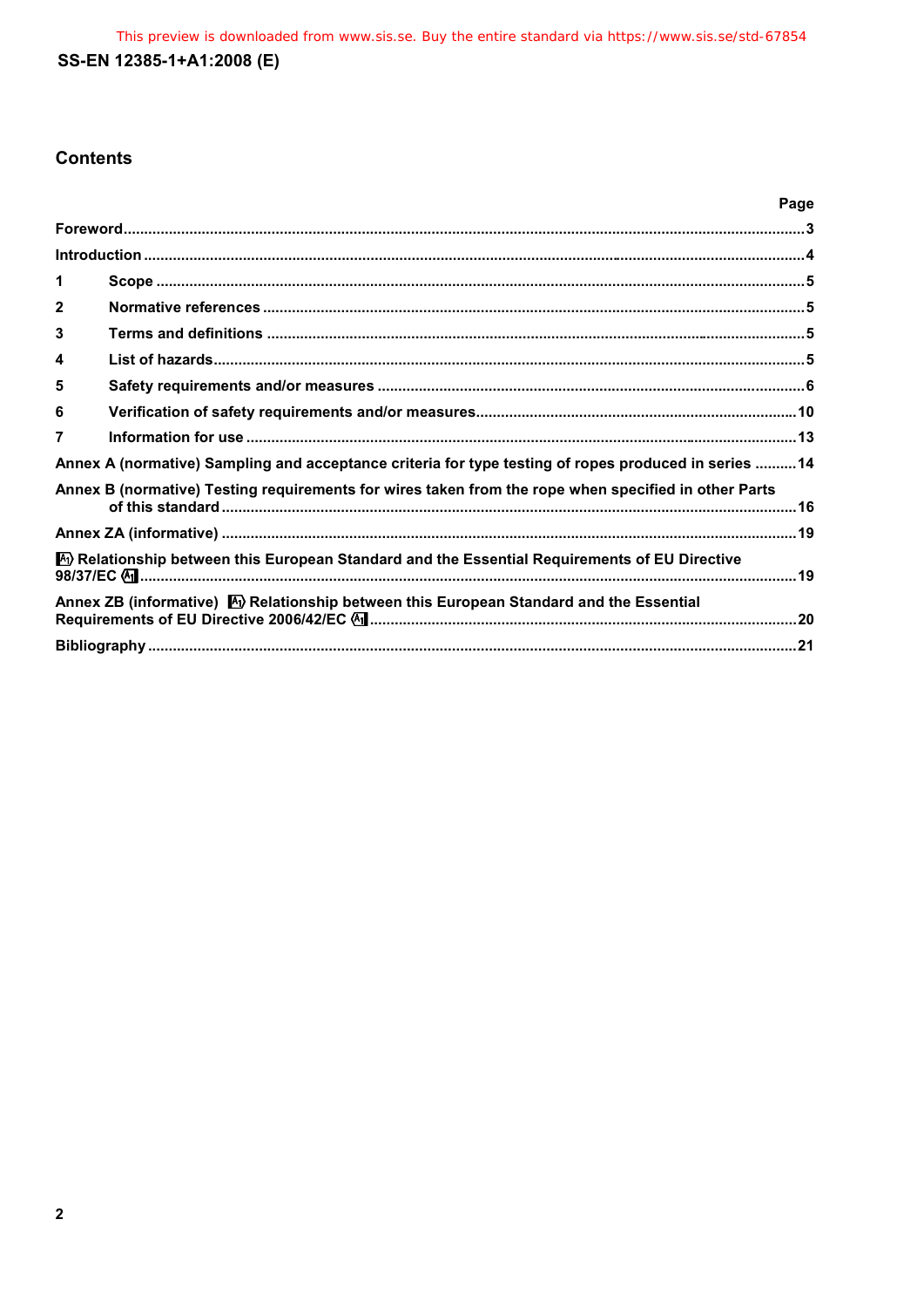## Contents

| | Page |
|---|---|
| Foreword | 3 |
| Introduction | 4 |
| 1 Scope | 5 |
| 2 Normative references | 5 |
| 3 Terms and definitions | 5 |
| 4 List of hazards | 5 |
| 5 Safety requirements and/or measures | 6 |
| 6 Verification of safety requirements and/or measures | 10 |
| 7 Information for use | 13 |
| Annex A (normative) Sampling and acceptance criteria for type testing of ropes produced in series | 14 |
| Annex B (normative) Testing requirements for wires taken from the rope when specified in other Parts of this standard | 16 |
| Annex ZA (informative) | 19 |
| A1 Relationship between this European Standard and the Essential Requirements of EU Directive 98/37/EC A1 | 19 |
| Annex ZB (informative) A1 Relationship between this European Standard and the Essential Requirements of EU Directive 2006/42/EC A1 | 20 |
| Bibliography | 21 |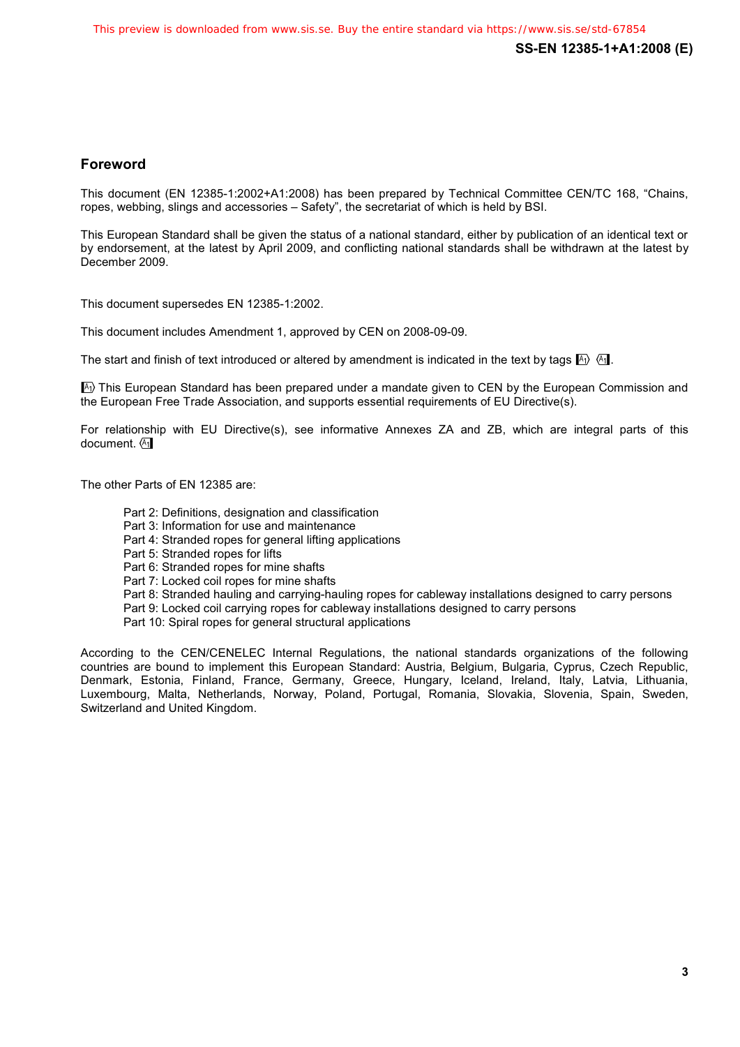## Foreword

This document (EN 12385-1:2002+A1:2008) has been prepared by Technical Committee CEN/TC 168, “Chains, ropes, webbing, slings and accessories – Safety”, the secretariat of which is held by BSI.

This European Standard shall be given the status of a national standard, either by publication of an identical text or by endorsement, at the latest by April 2009, and conflicting national standards shall be withdrawn at the latest by December 2009.

This document supersedes EN 12385-1:2002.

This document includes Amendment 1, approved by CEN on 2008-09-09.

The start and finish of text introduced or altered by amendment is indicated in the text by tags [A1⟩ ⟨A1].

[A1⟩ This European Standard has been prepared under a mandate given to CEN by the European Commission and the European Free Trade Association, and supports essential requirements of EU Directive(s).

For relationship with EU Directive(s), see informative Annexes ZA and ZB, which are integral parts of this document. ⟨A1]

The other Parts of EN 12385 are:

- Part 2: Definitions, designation and classification
- Part 3: Information for use and maintenance
- Part 4: Stranded ropes for general lifting applications
- Part 5: Stranded ropes for lifts
- Part 6: Stranded ropes for mine shafts
- Part 7: Locked coil ropes for mine shafts
- Part 8: Stranded hauling and carrying-hauling ropes for cableway installations designed to carry persons
- Part 9: Locked coil carrying ropes for cableway installations designed to carry persons
- Part 10: Spiral ropes for general structural applications

According to the CEN/CENELEC Internal Regulations, the national standards organizations of the following countries are bound to implement this European Standard: Austria, Belgium, Bulgaria, Cyprus, Czech Republic, Denmark, Estonia, Finland, France, Germany, Greece, Hungary, Iceland, Ireland, Italy, Latvia, Lithuania, Luxembourg, Malta, Netherlands, Norway, Poland, Portugal, Romania, Slovakia, Slovenia, Spain, Sweden, Switzerland and United Kingdom.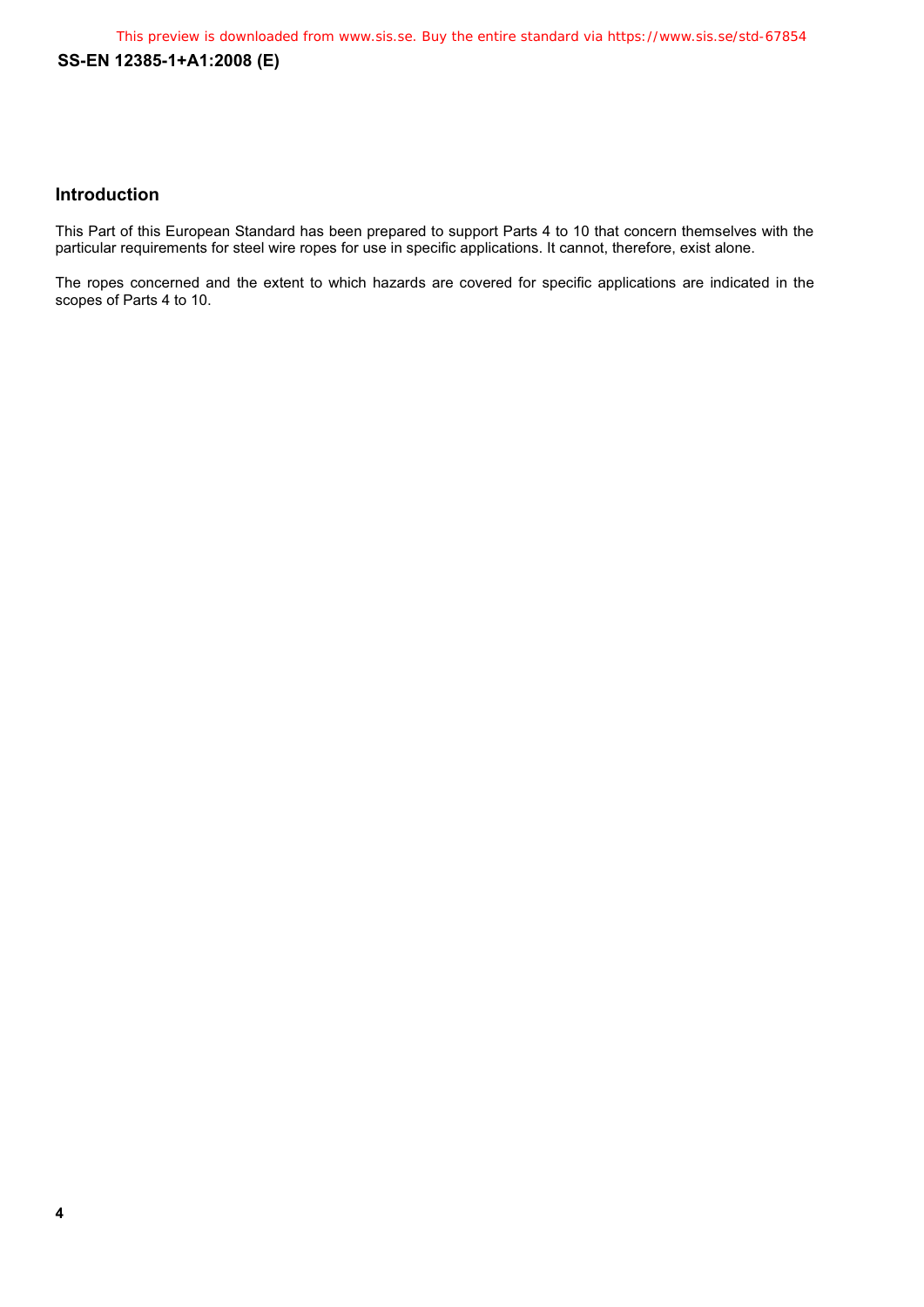## Introduction

This Part of this European Standard has been prepared to support Parts 4 to 10 that concern themselves with the particular requirements for steel wire ropes for use in specific applications. It cannot, therefore, exist alone.

The ropes concerned and the extent to which hazards are covered for specific applications are indicated in the scopes of Parts 4 to 10.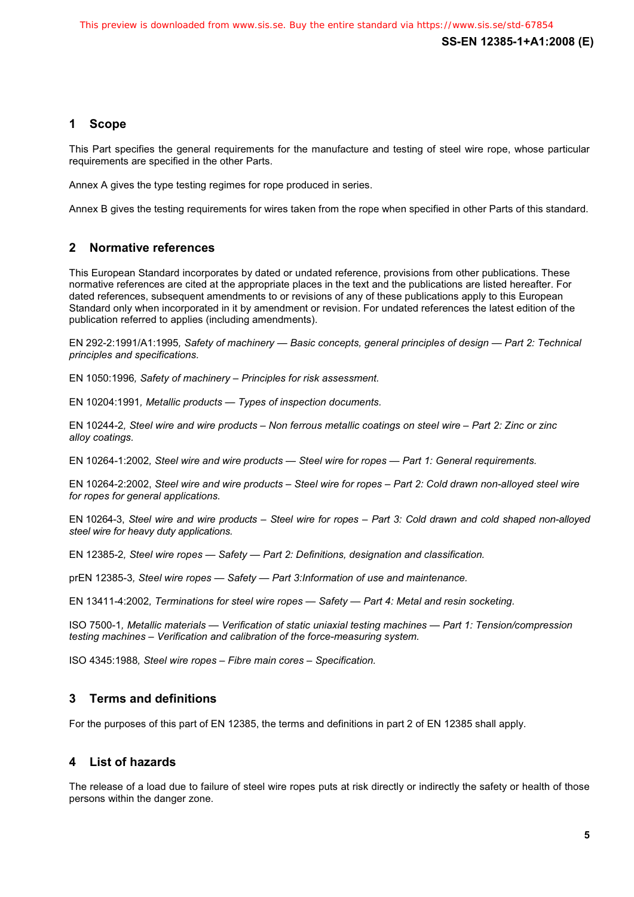## 1 Scope

This Part specifies the general requirements for the manufacture and testing of steel wire rope, whose particular requirements are specified in the other Parts.

Annex A gives the type testing regimes for rope produced in series.

Annex B gives the testing requirements for wires taken from the rope when specified in other Parts of this standard.

## 2 Normative references

This European Standard incorporates by dated or undated reference, provisions from other publications. These normative references are cited at the appropriate places in the text and the publications are listed hereafter. For dated references, subsequent amendments to or revisions of any of these publications apply to this European Standard only when incorporated in it by amendment or revision. For undated references the latest edition of the publication referred to applies (including amendments).

EN 292-2:1991/A1:1995, *Safety of machinery — Basic concepts, general principles of design — Part 2: Technical principles and specifications.*

EN 1050:1996, *Safety of machinery – Principles for risk assessment.*

EN 10204:1991, *Metallic products — Types of inspection documents.*

EN 10244-2, *Steel wire and wire products – Non ferrous metallic coatings on steel wire – Part 2: Zinc or zinc alloy coatings.*

EN 10264-1:2002, *Steel wire and wire products — Steel wire for ropes — Part 1: General requirements.*

EN 10264-2:2002, *Steel wire and wire products – Steel wire for ropes – Part 2: Cold drawn non-alloyed steel wire for ropes for general applications.*

EN 10264-3, *Steel wire and wire products – Steel wire for ropes – Part 3: Cold drawn and cold shaped non-alloyed steel wire for heavy duty applications.*

EN 12385-2, *Steel wire ropes — Safety — Part 2: Definitions, designation and classification.*

prEN 12385-3, *Steel wire ropes — Safety — Part 3:Information of use and maintenance.*

EN 13411-4:2002, *Terminations for steel wire ropes — Safety — Part 4: Metal and resin socketing.*

ISO 7500-1, *Metallic materials — Verification of static uniaxial testing machines — Part 1: Tension/compression testing machines – Verification and calibration of the force-measuring system.*

ISO 4345:1988, *Steel wire ropes – Fibre main cores – Specification.*

## 3 Terms and definitions

For the purposes of this part of EN 12385, the terms and definitions in part 2 of EN 12385 shall apply.

## 4 List of hazards

The release of a load due to failure of steel wire ropes puts at risk directly or indirectly the safety or health of those persons within the danger zone.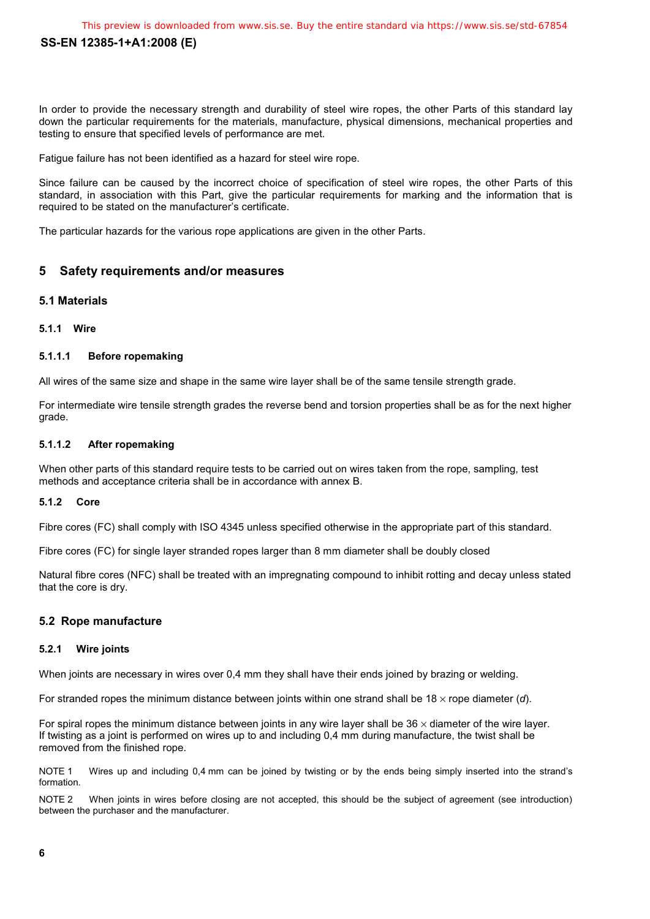In order to provide the necessary strength and durability of steel wire ropes, the other Parts of this standard lay down the particular requirements for the materials, manufacture, physical dimensions, mechanical properties and testing to ensure that specified levels of performance are met.

Fatigue failure has not been identified as a hazard for steel wire rope.

Since failure can be caused by the incorrect choice of specification of steel wire ropes, the other Parts of this standard, in association with this Part, give the particular requirements for marking and the information that is required to be stated on the manufacturer's certificate.

The particular hazards for the various rope applications are given in the other Parts.

## 5 Safety requirements and/or measures

### 5.1 Materials

#### 5.1.1 Wire

##### 5.1.1.1 Before ropemaking

All wires of the same size and shape in the same wire layer shall be of the same tensile strength grade.

For intermediate wire tensile strength grades the reverse bend and torsion properties shall be as for the next higher grade.

##### 5.1.1.2 After ropemaking

When other parts of this standard require tests to be carried out on wires taken from the rope, sampling, test methods and acceptance criteria shall be in accordance with annex B.

#### 5.1.2 Core

Fibre cores (FC) shall comply with ISO 4345 unless specified otherwise in the appropriate part of this standard.

Fibre cores (FC) for single layer stranded ropes larger than 8 mm diameter shall be doubly closed

Natural fibre cores (NFC) shall be treated with an impregnating compound to inhibit rotting and decay unless stated that the core is dry.

### 5.2 Rope manufacture

#### 5.2.1 Wire joints

When joints are necessary in wires over 0,4 mm they shall have their ends joined by brazing or welding.

For stranded ropes the minimum distance between joints within one strand shall be 18 × rope diameter (*d*).

For spiral ropes the minimum distance between joints in any wire layer shall be 36 × diameter of the wire layer. If twisting as a joint is performed on wires up to and including 0,4 mm during manufacture, the twist shall be removed from the finished rope.

NOTE 1 Wires up and including 0,4 mm can be joined by twisting or by the ends being simply inserted into the strand's formation.

NOTE 2 When joints in wires before closing are not accepted, this should be the subject of agreement (see introduction) between the purchaser and the manufacturer.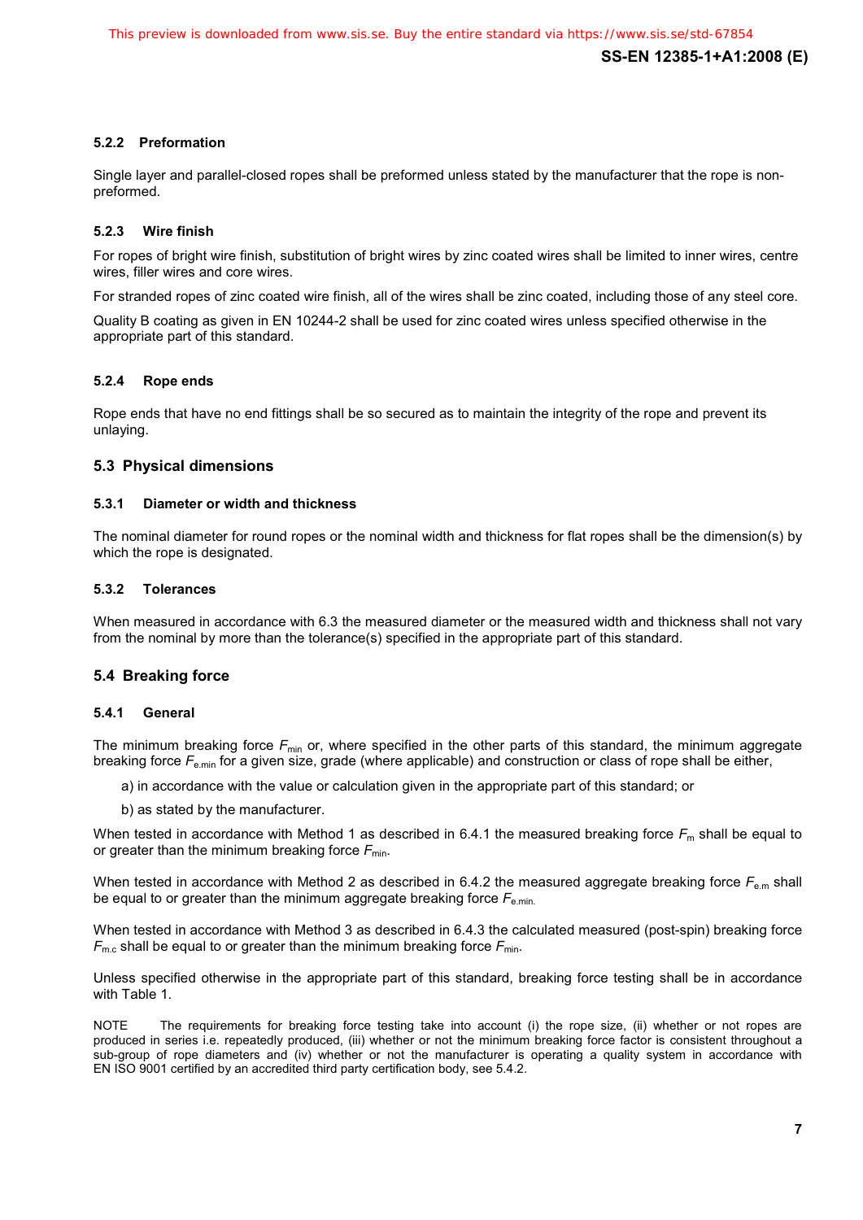#### 5.2.2 Preformation

Single layer and parallel-closed ropes shall be preformed unless stated by the manufacturer that the rope is non-preformed.

#### 5.2.3 Wire finish

For ropes of bright wire finish, substitution of bright wires by zinc coated wires shall be limited to inner wires, centre wires, filler wires and core wires.

For stranded ropes of zinc coated wire finish, all of the wires shall be zinc coated, including those of any steel core.

Quality B coating as given in EN 10244-2 shall be used for zinc coated wires unless specified otherwise in the appropriate part of this standard.

#### 5.2.4 Rope ends

Rope ends that have no end fittings shall be so secured as to maintain the integrity of the rope and prevent its unlaying.

### 5.3 Physical dimensions

#### 5.3.1 Diameter or width and thickness

The nominal diameter for round ropes or the nominal width and thickness for flat ropes shall be the dimension(s) by which the rope is designated.

#### 5.3.2 Tolerances

When measured in accordance with 6.3 the measured diameter or the measured width and thickness shall not vary from the nominal by more than the tolerance(s) specified in the appropriate part of this standard.

### 5.4 Breaking force

#### 5.4.1 General

The minimum breaking force $F_{min}$ or, where specified in the other parts of this standard, the minimum aggregate breaking force $F_{e.min}$ for a given size, grade (where applicable) and construction or class of rope shall be either,

a) in accordance with the value or calculation given in the appropriate part of this standard; or

b) as stated by the manufacturer.

When tested in accordance with Method 1 as described in 6.4.1 the measured breaking force $F_m$ shall be equal to or greater than the minimum breaking force $F_{min}$.

When tested in accordance with Method 2 as described in 6.4.2 the measured aggregate breaking force $F_{e.m}$ shall be equal to or greater than the minimum aggregate breaking force $F_{e.min.}$

When tested in accordance with Method 3 as described in 6.4.3 the calculated measured (post-spin) breaking force $F_{m.c}$ shall be equal to or greater than the minimum breaking force $F_{min}$.

Unless specified otherwise in the appropriate part of this standard, breaking force testing shall be in accordance with Table 1.

NOTE The requirements for breaking force testing take into account (i) the rope size, (ii) whether or not ropes are produced in series i.e. repeatedly produced, (iii) whether or not the minimum breaking force factor is consistent throughout a sub-group of rope diameters and (iv) whether or not the manufacturer is operating a quality system in accordance with EN ISO 9001 certified by an accredited third party certification body, see 5.4.2.